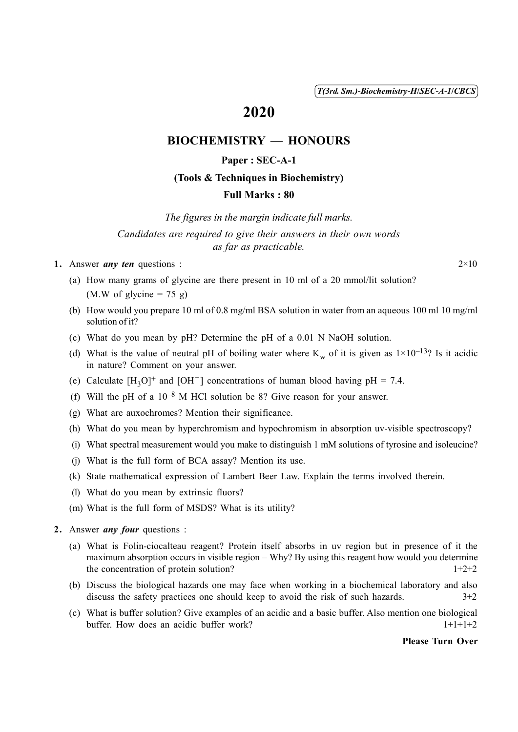T(3rd. Sm.)-Biochemistry-H/SEC-A-1/CBCS

# 2020

## BIOCHEMISTRY — HONOURS

### Paper : SEC-A-1

### (Tools & Techniques in Biochemistry)

### Full Marks : 80

*The figures in the margin indicate full marks.*

*Candidates are required to give their answers in their own words as far as practicable.*

**1.** Answer ***any ten*** questions : 2×10

(a) How many grams of glycine are there present in 10 ml of a 20 mmol/lit solution? (M.W of glycine = 75 g)

(b) How would you prepare 10 ml of 0.8 mg/ml BSA solution in water from an aqueous 100 ml 10 mg/ml solution of it?

(c) What do you mean by pH? Determine the pH of a 0.01 N NaOH solution.

(d) What is the value of neutral pH of boiling water where $K_w$ of it is given as $1 \times 10^{-13}$? Is it acidic in nature? Comment on your answer.

(e) Calculate $[H_3O]^+$ and $[OH^-]$ concentrations of human blood having pH = 7.4.

(f) Will the pH of a $10^{-8}$ M HCl solution be 8? Give reason for your answer.

(g) What are auxochromes? Mention their significance.

(h) What do you mean by hyperchromism and hypochromism in absorption uv-visible spectroscopy?

(i) What spectral measurement would you make to distinguish 1 mM solutions of tyrosine and isoleucine?

(j) What is the full form of BCA assay? Mention its use.

(k) State mathematical expression of Lambert Beer Law. Explain the terms involved therein.

(l) What do you mean by extrinsic fluors?

(m) What is the full form of MSDS? What is its utility?

**2.** Answer ***any four*** questions :

(a) What is Folin-ciocalteau reagent? Protein itself absorbs in uv region but in presence of it the maximum absorption occurs in visible region – Why? By using this reagent how would you determine the concentration of protein solution? 1+2+2

(b) Discuss the biological hazards one may face when working in a biochemical laboratory and also discuss the safety practices one should keep to avoid the risk of such hazards. 3+2

(c) What is buffer solution? Give examples of an acidic and a basic buffer. Also mention one biological buffer. How does an acidic buffer work? 1+1+1+2

**Please Turn Over**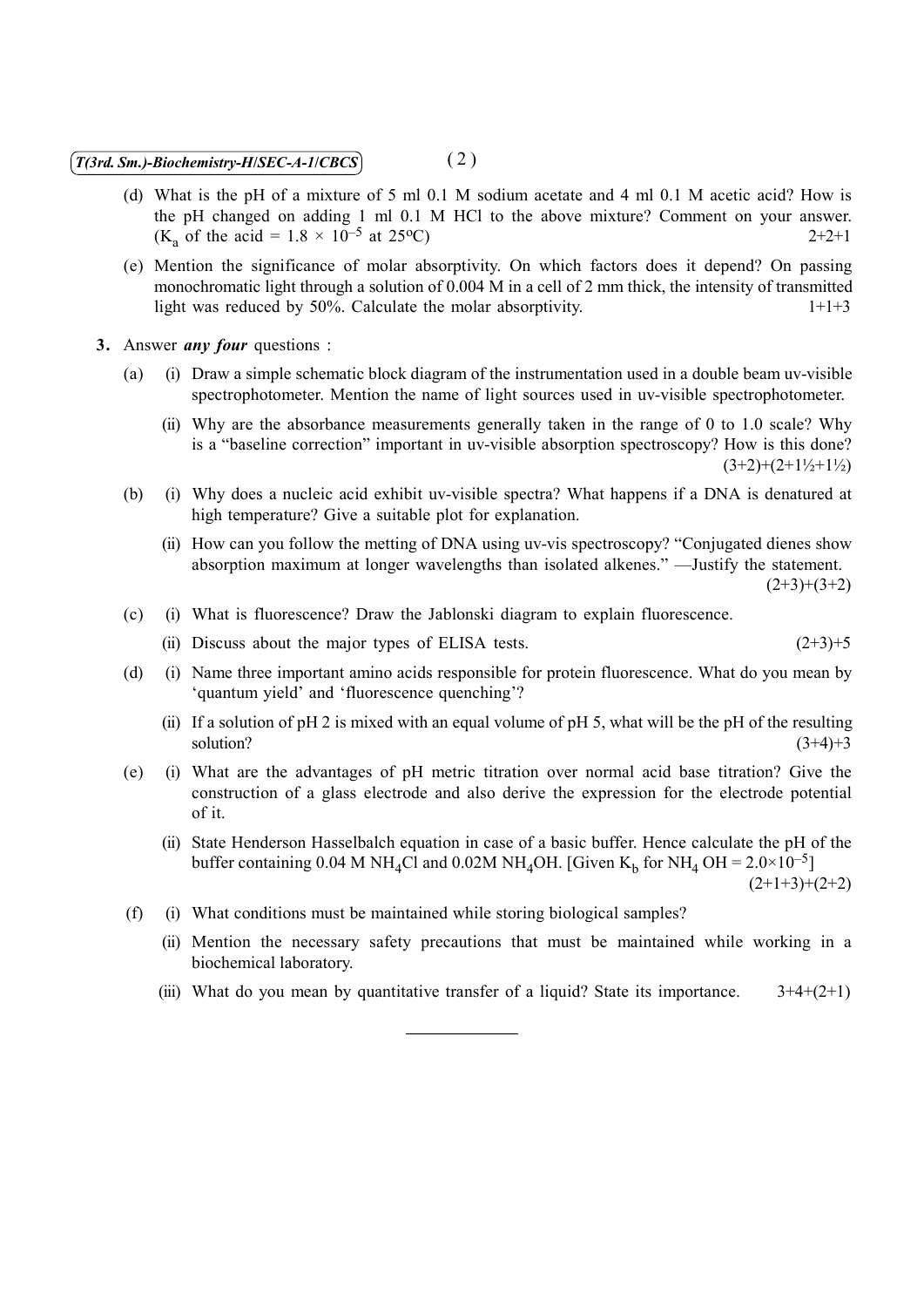(d) What is the pH of a mixture of 5 ml 0.1 M sodium acetate and 4 ml 0.1 M acetic acid? How is the pH changed on adding 1 ml 0.1 M HCl to the above mixture? Comment on your answer. ($K_a$ of the acid = $1.8 \times 10^{-5}$ at 25ºC) 2+2+1

(e) Mention the significance of molar absorptivity. On which factors does it depend? On passing monochromatic light through a solution of 0.004 M in a cell of 2 mm thick, the intensity of transmitted light was reduced by 50%. Calculate the molar absorptivity. 1+1+3

**3.** Answer ***any four*** questions :

(a) (i) Draw a simple schematic block diagram of the instrumentation used in a double beam uv-visible spectrophotometer. Mention the name of light sources used in uv-visible spectrophotometer.

(ii) Why are the absorbance measurements generally taken in the range of 0 to 1.0 scale? Why is a "baseline correction" important in uv-visible absorption spectroscopy? How is this done? (3+2)+(2+1½+1½)

(b) (i) Why does a nucleic acid exhibit uv-visible spectra? What happens if a DNA is denatured at high temperature? Give a suitable plot for explanation.

(ii) How can you follow the metting of DNA using uv-vis spectroscopy? "Conjugated dienes show absorption maximum at longer wavelengths than isolated alkenes." —Justify the statement. (2+3)+(3+2)

(c) (i) What is fluorescence? Draw the Jablonski diagram to explain fluorescence.

(ii) Discuss about the major types of ELISA tests. (2+3)+5

(d) (i) Name three important amino acids responsible for protein fluorescence. What do you mean by 'quantum yield' and 'fluorescence quenching'?

(ii) If a solution of pH 2 is mixed with an equal volume of pH 5, what will be the pH of the resulting solution? (3+4)+3

(e) (i) What are the advantages of pH metric titration over normal acid base titration? Give the construction of a glass electrode and also derive the expression for the electrode potential of it.

(ii) State Henderson Hasselbalch equation in case of a basic buffer. Hence calculate the pH of the buffer containing 0.04 M $NH_4Cl$ and 0.02M $NH_4OH$. [Given $K_b$ for $NH_4OH = 2.0 \times 10^{-5}$] (2+1+3)+(2+2)

(f) (i) What conditions must be maintained while storing biological samples?

(ii) Mention the necessary safety precautions that must be maintained while working in a biochemical laboratory.

(iii) What do you mean by quantitative transfer of a liquid? State its importance. 3+4+(2+1)